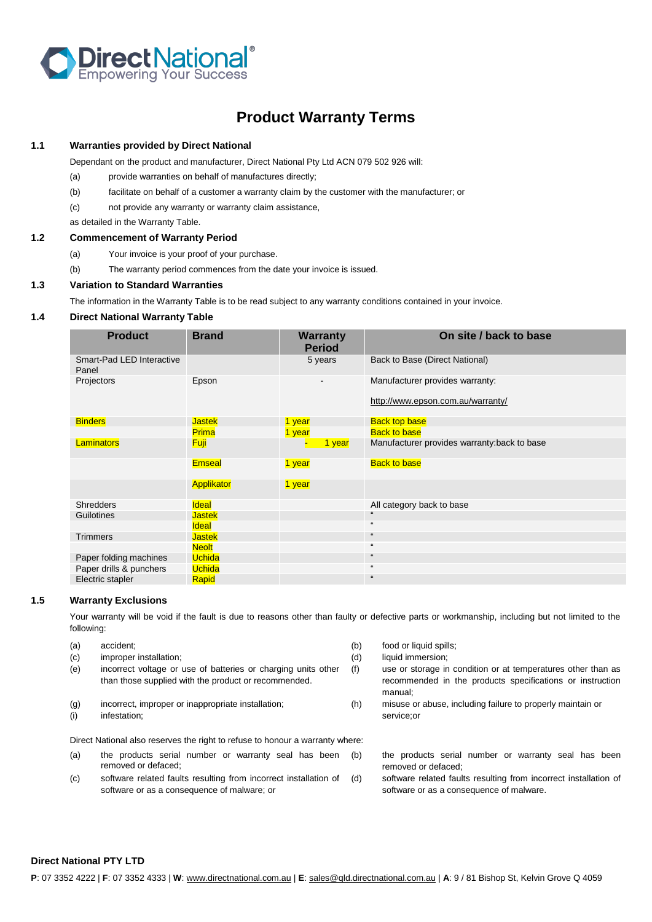# Product Warranty Terms

## 1.1 Warranties provided by Direct National

Dependant on the product and manufacturer, Direct National Pty Ltd ACN 079 502 926 will:

(a) provide warranties on behalf of manufactures directly;

(b) facilitate on behalf of a customer a warranty claim by the customer with the manufacturer; or

(c) not provide any warranty or warranty claim assistance,

as detailed in the Warranty Table.

## 1.2 Commencement of Warranty Period

(a) Your invoice is your proof of your purchase.

(b) The warranty period commences from the date your invoice is issued.

## 1.3 Variation to Standard Warranties

The information in the Warranty Table is to be read subject to any warranty conditions contained in your invoice.

## 1.4 Direct National Warranty Table

| Product | Brand | Warranty Period | On site / back to base |
|---|---|---|---|
| Smart-Pad LED Interactive Panel | | 5 years | Back to Base (Direct National) |
| Projectors | Epson | - | Manufacturer provides warranty: http://www.epson.com.au/warranty/ |
| Binders | Jastek | 1 year | Back top base |
| | Prima | 1 year | Back to base |
| Laminators | Fuji | - 1 year | Manufacturer provides warranty:back to base |
| | Emseal | 1 year | Back to base |
| | Applikator | 1 year | |
| Shredders | Ideal | | All category back to base |
| Guilotines | Jastek | | " |
| | Ideal | | " |
| Trimmers | Jastek | | " |
| | Neolt | | " |
| Paper folding machines | Uchida | | " |
| Paper drills & punchers | Uchida | | " |
| Electric stapler | Rapid | | " |

## 1.5 Warranty Exclusions

Your warranty will be void if the fault is due to reasons other than faulty or defective parts or workmanship, including but not limited to the following:

(a) accident;

(b) food or liquid spills;

(c) improper installation;

(d) liquid immersion;

(e) incorrect voltage or use of batteries or charging units other than those supplied with the product or recommended.

(f) use or storage in condition or at temperatures other than as recommended in the products specifications or instruction manual;

(g) incorrect, improper or inappropriate installation;

(h) misuse or abuse, including failure to properly maintain or service;or

(i) infestation;

Direct National also reserves the right to refuse to honour a warranty where:

(a) the products serial number or warranty seal has been removed or defaced;

(b) the products serial number or warranty seal has been removed or defaced;

(c) software related faults resulting from incorrect installation of software or as a consequence of malware; or

(d) software related faults resulting from incorrect installation of software or as a consequence of malware.

**Direct National PTY LTD**

**P**: 07 3352 4222 | **F**: 07 3352 4333 | **W**: www.directnational.com.au | **E**: sales@qld.directnational.com.au | **A**: 9 / 81 Bishop St, Kelvin Grove Q 4059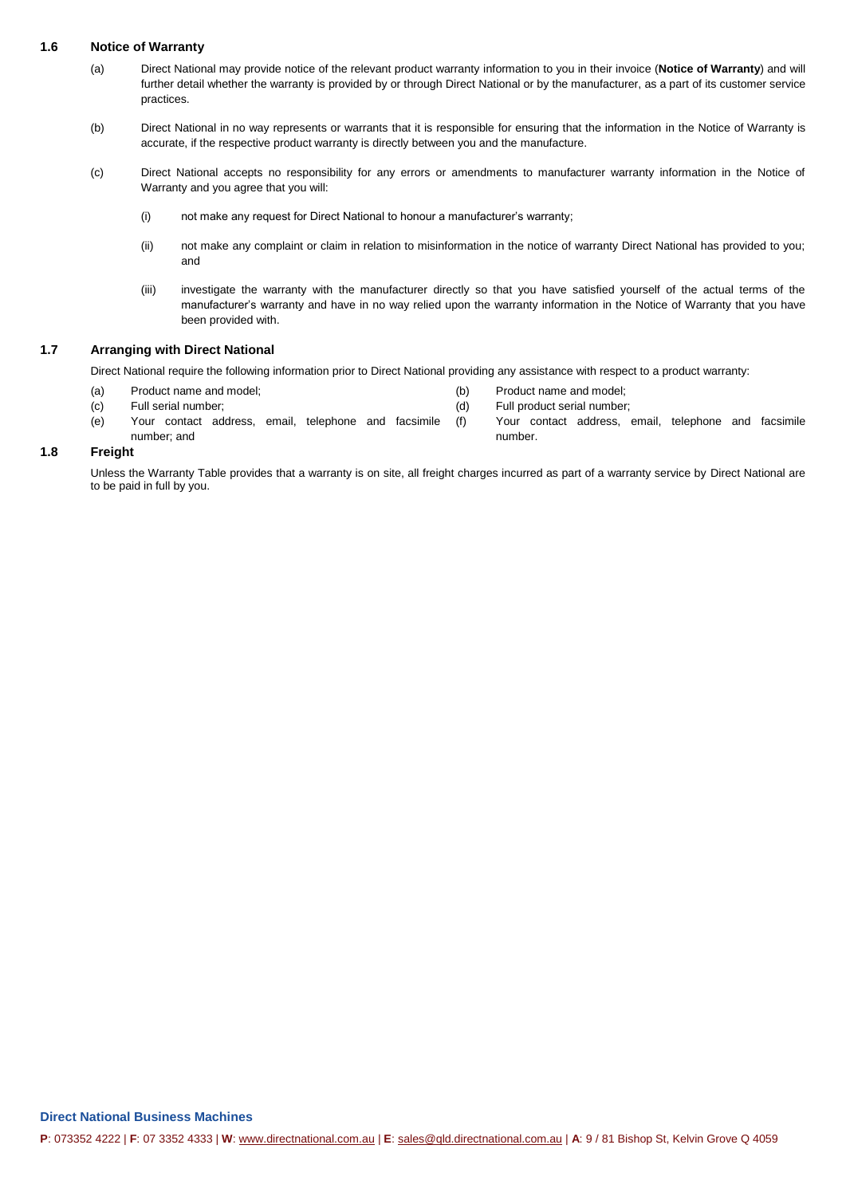### 1.6 Notice of Warranty

(a) Direct National may provide notice of the relevant product warranty information to you in their invoice (**Notice of Warranty**) and will further detail whether the warranty is provided by or through Direct National or by the manufacturer, as a part of its customer service practices.

(b) Direct National in no way represents or warrants that it is responsible for ensuring that the information in the Notice of Warranty is accurate, if the respective product warranty is directly between you and the manufacture.

(c) Direct National accepts no responsibility for any errors or amendments to manufacturer warranty information in the Notice of Warranty and you agree that you will:

(i) not make any request for Direct National to honour a manufacturer's warranty;

(ii) not make any complaint or claim in relation to misinformation in the notice of warranty Direct National has provided to you; and

(iii) investigate the warranty with the manufacturer directly so that you have satisfied yourself of the actual terms of the manufacturer's warranty and have in no way relied upon the warranty information in the Notice of Warranty that you have been provided with.

### 1.7 Arranging with Direct National

Direct National require the following information prior to Direct National providing any assistance with respect to a product warranty:

(a) Product name and model;

(b) Product name and model;

(c) Full serial number;

(d) Full product serial number;

(e) Your contact address, email, telephone and facsimile number; and

(f) Your contact address, email, telephone and facsimile number.

### 1.8 Freight

Unless the Warranty Table provides that a warranty is on site, all freight charges incurred as part of a warranty service by Direct National are to be paid in full by you.

**Direct National Business Machines**

**P**: 073352 4222 | **F**: 07 3352 4333 | **W**: www.directnational.com.au | **E**: sales@qld.directnational.com.au | **A**: 9 / 81 Bishop St, Kelvin Grove Q 4059